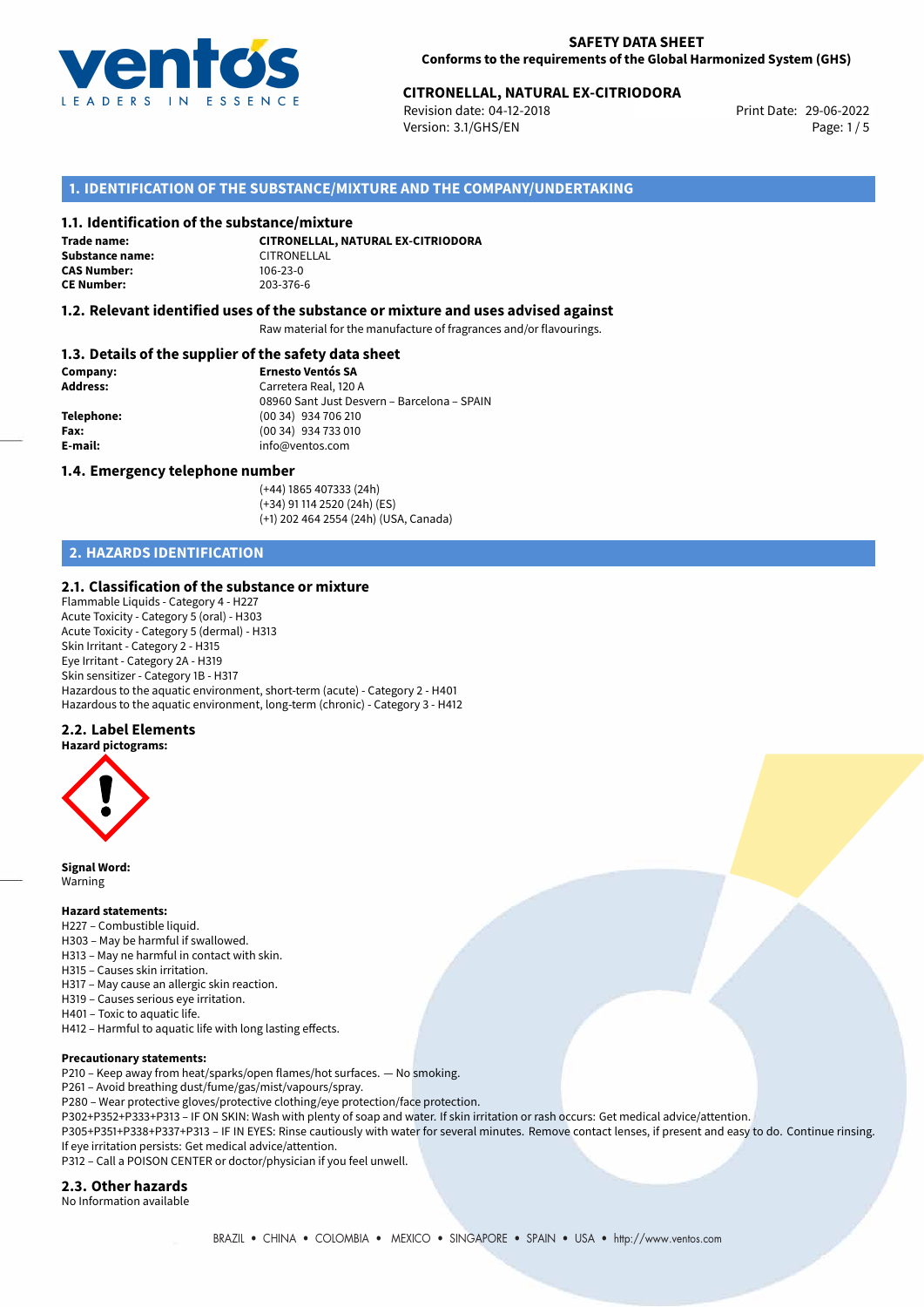**SAFETY DATA SHEET**
**Conforms to the requirements of the Global Harmonized System (GHS)**

**CITRONELLAL, NATURAL EX-CITRIODORA**
Revision date: 04-12-2018
Version: 3.1/GHS/EN
Print Date: 29-06-2022

## 1. IDENTIFICATION OF THE SUBSTANCE/MIXTURE AND THE COMPANY/UNDERTAKING

### 1.1. Identification of the substance/mixture

**Trade name:** **CITRONELLAL, NATURAL EX-CITRIODORA**
**Substance name:** CITRONELLAL
**CAS Number:** 106-23-0
**CE Number:** 203-376-6

### 1.2. Relevant identified uses of the substance or mixture and uses advised against

Raw material for the manufacture of fragrances and/or flavourings.

### 1.3. Details of the supplier of the safety data sheet

**Company:** **Ernesto Ventós SA**
**Address:** Carretera Real, 120 A
08960 Sant Just Desvern – Barcelona – SPAIN
**Telephone:** (00 34) 934 706 210
**Fax:** (00 34) 934 733 010
**E-mail:** info@ventos.com

### 1.4. Emergency telephone number

(+44) 1865 407333 (24h)
(+34) 91 114 2520 (24h) (ES)
(+1) 202 464 2554 (24h) (USA, Canada)

## 2. HAZARDS IDENTIFICATION

### 2.1. Classification of the substance or mixture

Flammable Liquids - Category 4 - H227
Acute Toxicity - Category 5 (oral) - H303
Acute Toxicity - Category 5 (dermal) - H313
Skin Irritant - Category 2 - H315
Eye Irritant - Category 2A - H319
Skin sensitizer - Category 1B - H317
Hazardous to the aquatic environment, short-term (acute) - Category 2 - H401
Hazardous to the aquatic environment, long-term (chronic) - Category 3 - H412

### 2.2. Label Elements

**Hazard pictograms:**

**Signal Word:**
Warning

**Hazard statements:**
H227 – Combustible liquid.
H303 – May be harmful if swallowed.
H313 – May ne harmful in contact with skin.
H315 – Causes skin irritation.
H317 – May cause an allergic skin reaction.
H319 – Causes serious eye irritation.
H401 – Toxic to aquatic life.
H412 – Harmful to aquatic life with long lasting effects.

**Precautionary statements:**
P210 – Keep away from heat/sparks/open flames/hot surfaces. — No smoking.
P261 – Avoid breathing dust/fume/gas/mist/vapours/spray.
P280 – Wear protective gloves/protective clothing/eye protection/face protection.
P302+P352+P333+P313 – IF ON SKIN: Wash with plenty of soap and water. If skin irritation or rash occurs: Get medical advice/attention.
P305+P351+P338+P337+P313 – IF IN EYES: Rinse cautiously with water for several minutes. Remove contact lenses, if present and easy to do. Continue rinsing. If eye irritation persists: Get medical advice/attention.
P312 – Call a POISON CENTER or doctor/physician if you feel unwell.

### 2.3. Other hazards

No Information available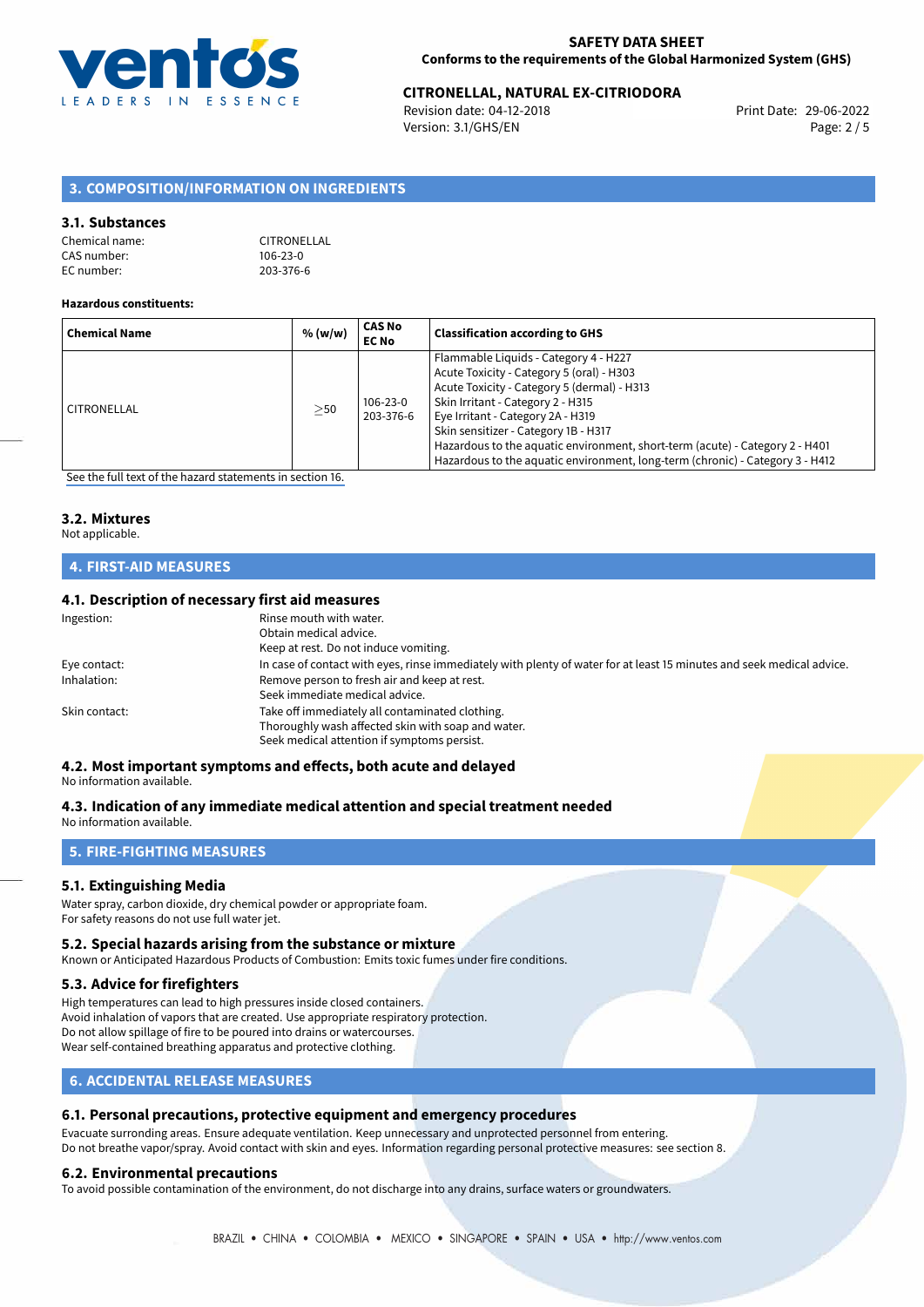## 3. COMPOSITION/INFORMATION ON INGREDIENTS

### 3.1. Substances

Chemical name: CITRONELLAL
CAS number: 106-23-0
EC number: 203-376-6

**Hazardous constituents:**

| Chemical Name | % (w/w) | CAS No EC No | Classification according to GHS |
|---|---|---|---|
| CITRONELLAL | ≥50 | 106-23-0 203-376-6 | Flammable Liquids - Category 4 - H227 Acute Toxicity - Category 5 (oral) - H303 Acute Toxicity - Category 5 (dermal) - H313 Skin Irritant - Category 2 - H315 Eye Irritant - Category 2A - H319 Skin sensitizer - Category 1B - H317 Hazardous to the aquatic environment, short-term (acute) - Category 2 - H401 Hazardous to the aquatic environment, long-term (chronic) - Category 3 - H412 |

See the full text of the hazard statements in section 16.

### 3.2. Mixtures

Not applicable.

## 4. FIRST-AID MEASURES

### 4.1. Description of necessary first aid measures

Ingestion: Rinse mouth with water.
Obtain medical advice.
Keep at rest. Do not induce vomiting.

Eye contact: In case of contact with eyes, rinse immediately with plenty of water for at least 15 minutes and seek medical advice.

Inhalation: Remove person to fresh air and keep at rest.
Seek immediate medical advice.

Skin contact: Take off immediately all contaminated clothing.
Thoroughly wash affected skin with soap and water.
Seek medical attention if symptoms persist.

### 4.2. Most important symptoms and effects, both acute and delayed

No information available.

### 4.3. Indication of any immediate medical attention and special treatment needed

No information available.

## 5. FIRE-FIGHTING MEASURES

### 5.1. Extinguishing Media

Water spray, carbon dioxide, dry chemical powder or appropriate foam.
For safety reasons do not use full water jet.

### 5.2. Special hazards arising from the substance or mixture

Known or Anticipated Hazardous Products of Combustion: Emits toxic fumes under fire conditions.

### 5.3. Advice for firefighters

High temperatures can lead to high pressures inside closed containers.
Avoid inhalation of vapors that are created. Use appropriate respiratory protection.
Do not allow spillage of fire to be poured into drains or watercourses.
Wear self-contained breathing apparatus and protective clothing.

## 6. ACCIDENTAL RELEASE MEASURES

### 6.1. Personal precautions, protective equipment and emergency procedures

Evacuate surronding areas. Ensure adequate ventilation. Keep unnecessary and unprotected personnel from entering.
Do not breathe vapor/spray. Avoid contact with skin and eyes. Information regarding personal protective measures: see section 8.

### 6.2. Environmental precautions

To avoid possible contamination of the environment, do not discharge into any drains, surface waters or groundwaters.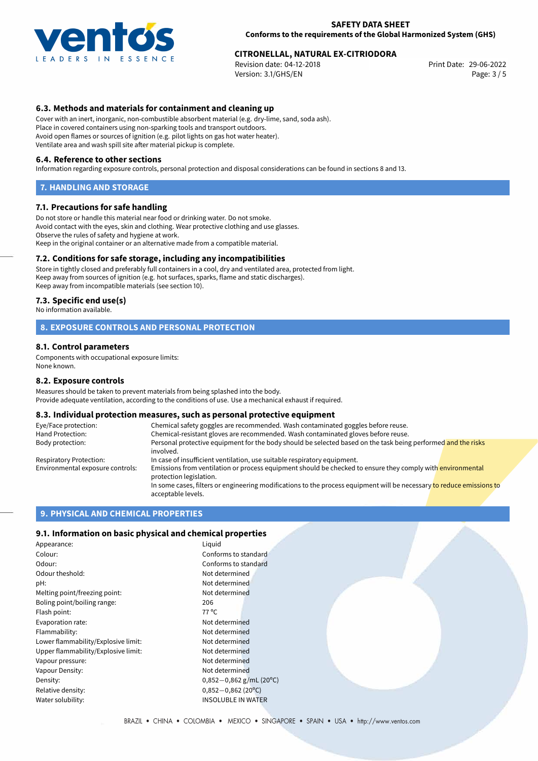## 6.3. Methods and materials for containment and cleaning up

Cover with an inert, inorganic, non-combustible absorbent material (e.g. dry-lime, sand, soda ash).
Place in covered containers using non-sparking tools and transport outdoors.
Avoid open flames or sources of ignition (e.g. pilot lights on gas hot water heater).
Ventilate area and wash spill site after material pickup is complete.

## 6.4. Reference to other sections

Information regarding exposure controls, personal protection and disposal considerations can be found in sections 8 and 13.

# 7. HANDLING AND STORAGE

## 7.1. Precautions for safe handling

Do not store or handle this material near food or drinking water. Do not smoke.
Avoid contact with the eyes, skin and clothing. Wear protective clothing and use glasses.
Observe the rules of safety and hygiene at work.
Keep in the original container or an alternative made from a compatible material.

## 7.2. Conditions for safe storage, including any incompatibilities

Store in tightly closed and preferably full containers in a cool, dry and ventilated area, protected from light.
Keep away from sources of ignition (e.g. hot surfaces, sparks, flame and static discharges).
Keep away from incompatible materials (see section 10).

## 7.3. Specific end use(s)

No information available.

# 8. EXPOSURE CONTROLS AND PERSONAL PROTECTION

## 8.1. Control parameters

Components with occupational exposure limits:
None known.

## 8.2. Exposure controls

Measures should be taken to prevent materials from being splashed into the body.
Provide adequate ventilation, according to the conditions of use. Use a mechanical exhaust if required.

## 8.3. Individual protection measures, such as personal protective equipment

| | |
|---|---|
| Eye/Face protection: | Chemical safety goggles are recommended. Wash contaminated goggles before reuse. |
| Hand Protection: | Chemical-resistant gloves are recommended. Wash contaminated gloves before reuse. |
| Body protection: | Personal protective equipment for the body should be selected based on the task being performed and the risks involved. |
| Respiratory Protection: | In case of insufficient ventilation, use suitable respiratory equipment. |
| Environmental exposure controls: | Emissions from ventilation or process equipment should be checked to ensure they comply with environmental protection legislation. In some cases, filters or engineering modifications to the process equipment will be necessary to reduce emissions to acceptable levels. |

# 9. PHYSICAL AND CHEMICAL PROPERTIES

## 9.1. Information on basic physical and chemical properties

| | |
|---|---|
| Appearance: | Liquid |
| Colour: | Conforms to standard |
| Odour: | Conforms to standard |
| Odour theshold: | Not determined |
| pH: | Not determined |
| Melting point/freezing point: | Not determined |
| Boling point/boiling range: | 206 |
| Flash point: | 77 °C |
| Evaporation rate: | Not determined |
| Flammability: | Not determined |
| Lower flammability/Explosive limit: | Not determined |
| Upper flammability/Explosive limit: | Not determined |
| Vapour pressure: | Not determined |
| Vapour Density: | Not determined |
| Density: | 0,852−0,862 g/mL (20°C) |
| Relative density: | 0,852−0,862 (20°C) |
| Water solubility: | INSOLUBLE IN WATER |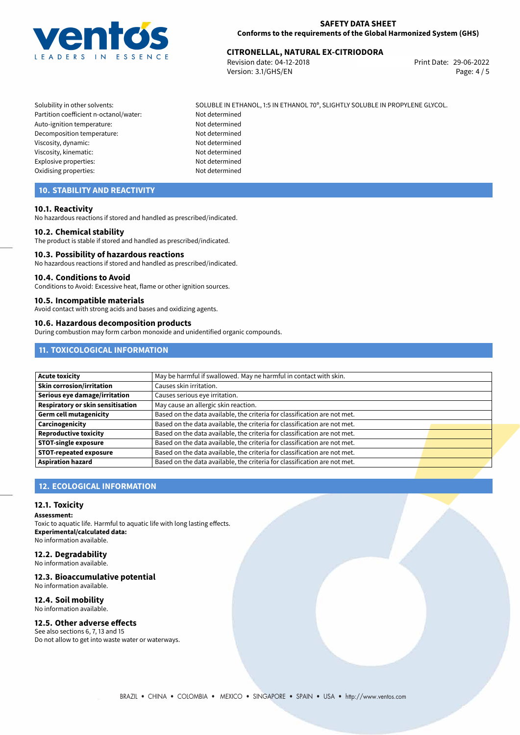| | |
|---|---|
| Solubility in other solvents: | SOLUBLE IN ETHANOL, 1:5 IN ETHANOL 70°, SLIGHTLY SOLUBLE IN PROPYLENE GLYCOL. |
| Partition coefficient n-octanol/water: | Not determined |
| Auto-ignition temperature: | Not determined |
| Decomposition temperature: | Not determined |
| Viscosity, dynamic: | Not determined |
| Viscosity, kinematic: | Not determined |
| Explosive properties: | Not determined |
| Oxidising properties: | Not determined |

## 10. STABILITY AND REACTIVITY

### 10.1. Reactivity
No hazardous reactions if stored and handled as prescribed/indicated.

### 10.2. Chemical stability
The product is stable if stored and handled as prescribed/indicated.

### 10.3. Possibility of hazardous reactions
No hazardous reactions if stored and handled as prescribed/indicated.

### 10.4. Conditions to Avoid
Conditions to Avoid: Excessive heat, flame or other ignition sources.

### 10.5. Incompatible materials
Avoid contact with strong acids and bases and oxidizing agents.

### 10.6. Hazardous decomposition products
During combustion may form carbon monoxide and unidentified organic compounds.

## 11. TOXICOLOGICAL INFORMATION

| | |
|---|---|
| **Acute toxicity** | May be harmful if swallowed. May ne harmful in contact with skin. |
| **Skin corrosion/irritation** | Causes skin irritation. |
| **Serious eye damage/irritation** | Causes serious eye irritation. |
| **Respiratory or skin sensitisation** | May cause an allergic skin reaction. |
| **Germ cell mutagenicity** | Based on the data available, the criteria for classification are not met. |
| **Carcinogenicity** | Based on the data available, the criteria for classification are not met. |
| **Reproductive toxicity** | Based on the data available, the criteria for classification are not met. |
| **STOT-single exposure** | Based on the data available, the criteria for classification are not met. |
| **STOT-repeated exposure** | Based on the data available, the criteria for classification are not met. |
| **Aspiration hazard** | Based on the data available, the criteria for classification are not met. |

## 12. ECOLOGICAL INFORMATION

### 12.1. Toxicity
**Assessment:**
Toxic to aquatic life. Harmful to aquatic life with long lasting effects.
**Experimental/calculated data:**
No information available.

### 12.2. Degradability
No information available.

### 12.3. Bioaccumulative potential
No information available.

### 12.4. Soil mobility
No information available.

### 12.5. Other adverse effects
See also sections 6, 7, 13 and 15
Do not allow to get into waste water or waterways.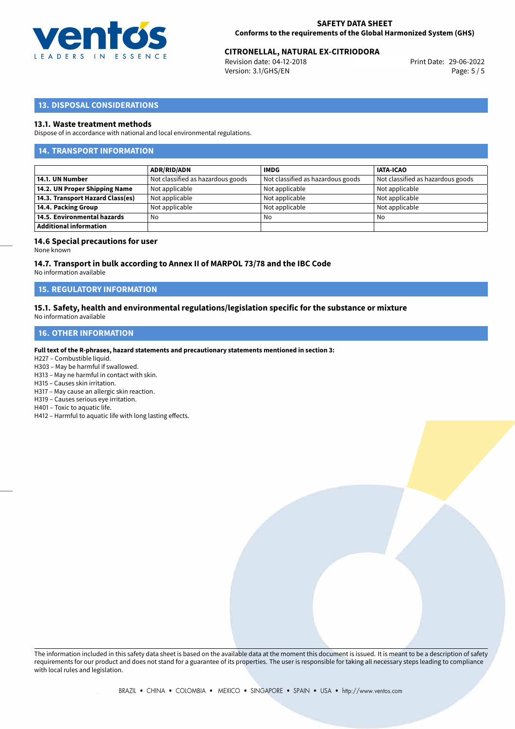## 13. DISPOSAL CONSIDERATIONS

### 13.1. Waste treatment methods

Dispose of in accordance with national and local environmental regulations.

## 14. TRANSPORT INFORMATION

| | ADR/RID/ADN | IMDG | IATA-ICAO |
|---|---|---|---|
| **14.1. UN Number** | Not classified as hazardous goods | Not classified as hazardous goods | Not classified as hazardous goods |
| **14.2. UN Proper Shipping Name** | Not applicable | Not applicable | Not applicable |
| **14.3. Transport Hazard Class(es)** | Not applicable | Not applicable | Not applicable |
| **14.4. Packing Group** | Not applicable | Not applicable | Not applicable |
| **14.5. Environmental hazards** | No | No | No |
| **Additional information** | | | |

### 14.6 Special precautions for user

None known

### 14.7. Transport in bulk according to Annex II of MARPOL 73/78 and the IBC Code

No information available

## 15. REGULATORY INFORMATION

### 15.1. Safety, health and environmental regulations/legislation specific for the substance or mixture

No information available

## 16. OTHER INFORMATION

**Full text of the R-phrases, hazard statements and precautionary statements mentioned in section 3:**

H227 – Combustible liquid.
H303 – May be harmful if swallowed.
H313 – May ne harmful in contact with skin.
H315 – Causes skin irritation.
H317 – May cause an allergic skin reaction.
H319 – Causes serious eye irritation.
H401 – Toxic to aquatic life.
H412 – Harmful to aquatic life with long lasting effects.

The information included in this safety data sheet is based on the available data at the moment this document is issued. It is meant to be a description of safety requirements for our product and does not stand for a guarantee of its properties. The user is responsible for taking all necessary steps leading to compliance with local rules and legislation.